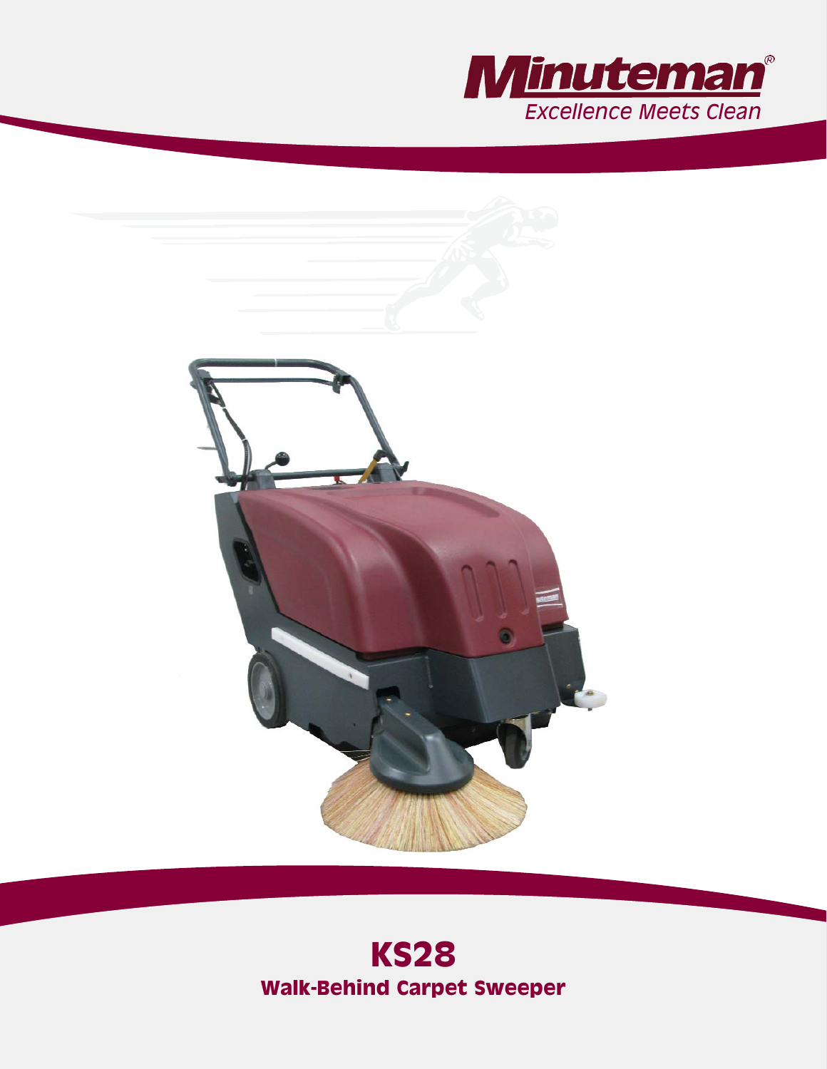Minuteman®

*Excellence Meets Clean*

# KS28

## Walk-Behind Carpet Sweeper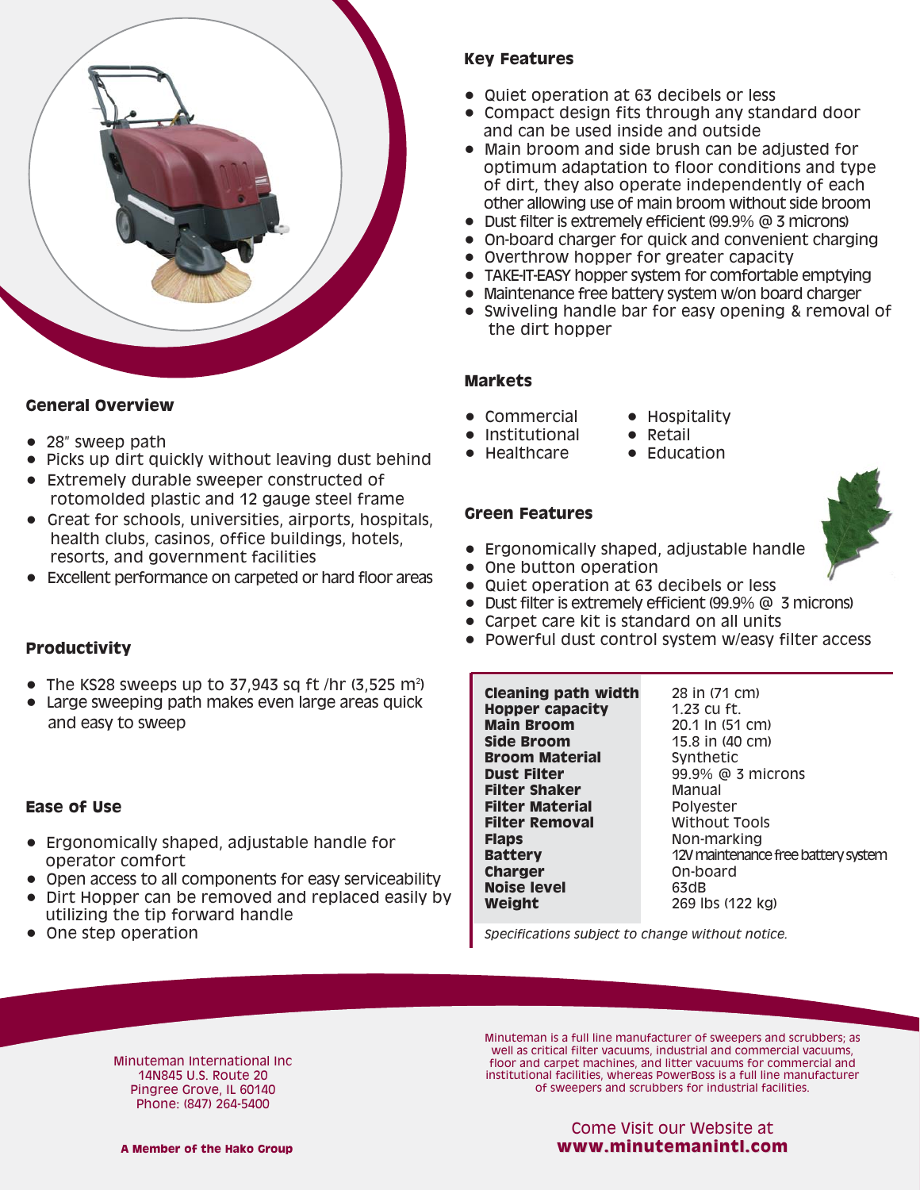## General Overview

- 28" sweep path
- Picks up dirt quickly without leaving dust behind
- Extremely durable sweeper constructed of rotomolded plastic and 12 gauge steel frame
- Great for schools, universities, airports, hospitals, health clubs, casinos, office buildings, hotels, resorts, and government facilities
- Excellent performance on carpeted or hard floor areas

## Productivity

- The KS28 sweeps up to 37,943 sq ft /hr (3,525 m²)
- Large sweeping path makes even large areas quick and easy to sweep

## Ease of Use

- Ergonomically shaped, adjustable handle for operator comfort
- Open access to all components for easy serviceability
- Dirt Hopper can be removed and replaced easily by utilizing the tip forward handle
- One step operation

## Key Features

- Quiet operation at 63 decibels or less
- Compact design fits through any standard door and can be used inside and outside
- Main broom and side brush can be adjusted for optimum adaptation to floor conditions and type of dirt, they also operate independently of each other allowing use of main broom without side broom
- Dust filter is extremely efficient (99.9% @ 3 microns)
- On-board charger for quick and convenient charging
- Overthrow hopper for greater capacity
- TAKE-IT-EASY hopper system for comfortable emptying
- Maintenance free battery system w/on board charger
- Swiveling handle bar for easy opening & removal of the dirt hopper

## Markets

- Commercial
- Institutional
- Healthcare
- Hospitality
- Retail
- Education

## Green Features

- Ergonomically shaped, adjustable handle
- One button operation
- Quiet operation at 63 decibels or less
- Dust filter is extremely efficient (99.9% @ 3 microns)
- Carpet care kit is standard on all units
- Powerful dust control system w/easy filter access

| | |
|---|---|
| **Cleaning path width** | 28 in (71 cm) |
| **Hopper capacity** | 1.23 cu ft. |
| **Main Broom** | 20.1 In (51 cm) |
| **Side Broom** | 15.8 in (40 cm) |
| **Broom Material** | Synthetic |
| **Dust Filter** | 99.9% @ 3 microns |
| **Filter Shaker** | Manual |
| **Filter Material** | Polyester |
| **Filter Removal** | Without Tools |
| **Flaps** | Non-marking |
| **Battery** | 12V maintenance free battery system |
| **Charger** | On-board |
| **Noise level** | 63dB |
| **Weight** | 269 lbs (122 kg) |

*Specifications subject to change without notice.*

Minuteman International Inc
14N845 U.S. Route 20
Pingree Grove, IL 60140
Phone: (847) 264-5400

**A Member of the Hako Group**

Minuteman is a full line manufacturer of sweepers and scrubbers; as well as critical filter vacuums, industrial and commercial vacuums, floor and carpet machines, and litter vacuums for commercial and institutional facilities, whereas PowerBoss is a full line manufacturer of sweepers and scrubbers for industrial facilities.

Come Visit our Website at
**www.minutemanintl.com**